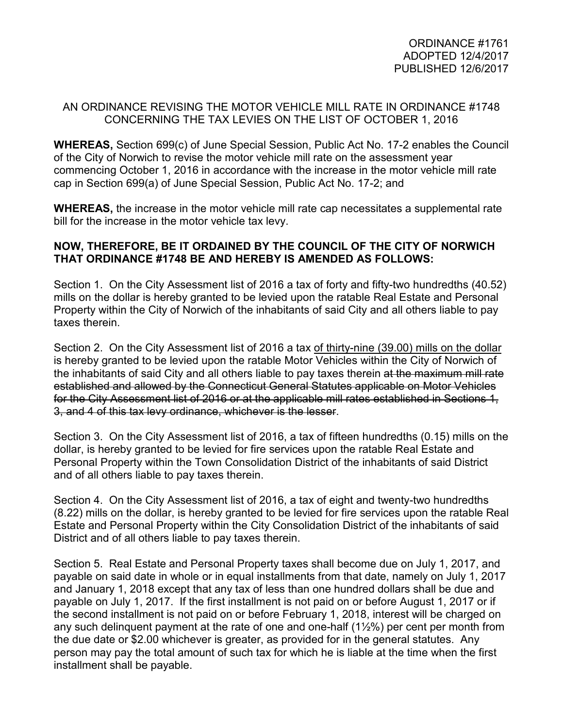ORDINANCE #1761
ADOPTED 12/4/2017
PUBLISHED 12/6/2017

AN ORDINANCE REVISING THE MOTOR VEHICLE MILL RATE IN ORDINANCE #1748 CONCERNING THE TAX LEVIES ON THE LIST OF OCTOBER 1, 2016

**WHEREAS,** Section 699(c) of June Special Session, Public Act No. 17-2 enables the Council of the City of Norwich to revise the motor vehicle mill rate on the assessment year commencing October 1, 2016 in accordance with the increase in the motor vehicle mill rate cap in Section 699(a) of June Special Session, Public Act No. 17-2; and

**WHEREAS,** the increase in the motor vehicle mill rate cap necessitates a supplemental rate bill for the increase in the motor vehicle tax levy.

**NOW, THEREFORE, BE IT ORDAINED BY THE COUNCIL OF THE CITY OF NORWICH THAT ORDINANCE #1748 BE AND HEREBY IS AMENDED AS FOLLOWS:**

Section 1. On the City Assessment list of 2016 a tax of forty and fifty-two hundredths (40.52) mills on the dollar is hereby granted to be levied upon the ratable Real Estate and Personal Property within the City of Norwich of the inhabitants of said City and all others liable to pay taxes therein.

Section 2. On the City Assessment list of 2016 a tax <u>of thirty-nine (39.00) mills on the dollar</u> is hereby granted to be levied upon the ratable Motor Vehicles within the City of Norwich of the inhabitants of said City and all others liable to pay taxes therein ~~at the maximum mill rate established and allowed by the Connecticut General Statutes applicable on Motor Vehicles for the City Assessment list of 2016 or at the applicable mill rates established in Sections 1, 3, and 4 of this tax levy ordinance, whichever is the lesser~~.

Section 3. On the City Assessment list of 2016, a tax of fifteen hundredths (0.15) mills on the dollar, is hereby granted to be levied for fire services upon the ratable Real Estate and Personal Property within the Town Consolidation District of the inhabitants of said District and of all others liable to pay taxes therein.

Section 4. On the City Assessment list of 2016, a tax of eight and twenty-two hundredths (8.22) mills on the dollar, is hereby granted to be levied for fire services upon the ratable Real Estate and Personal Property within the City Consolidation District of the inhabitants of said District and of all others liable to pay taxes therein.

Section 5. Real Estate and Personal Property taxes shall become due on July 1, 2017, and payable on said date in whole or in equal installments from that date, namely on July 1, 2017 and January 1, 2018 except that any tax of less than one hundred dollars shall be due and payable on July 1, 2017. If the first installment is not paid on or before August 1, 2017 or if the second installment is not paid on or before February 1, 2018, interest will be charged on any such delinquent payment at the rate of one and one-half (1½%) per cent per month from the due date or $2.00 whichever is greater, as provided for in the general statutes. Any person may pay the total amount of such tax for which he is liable at the time when the first installment shall be payable.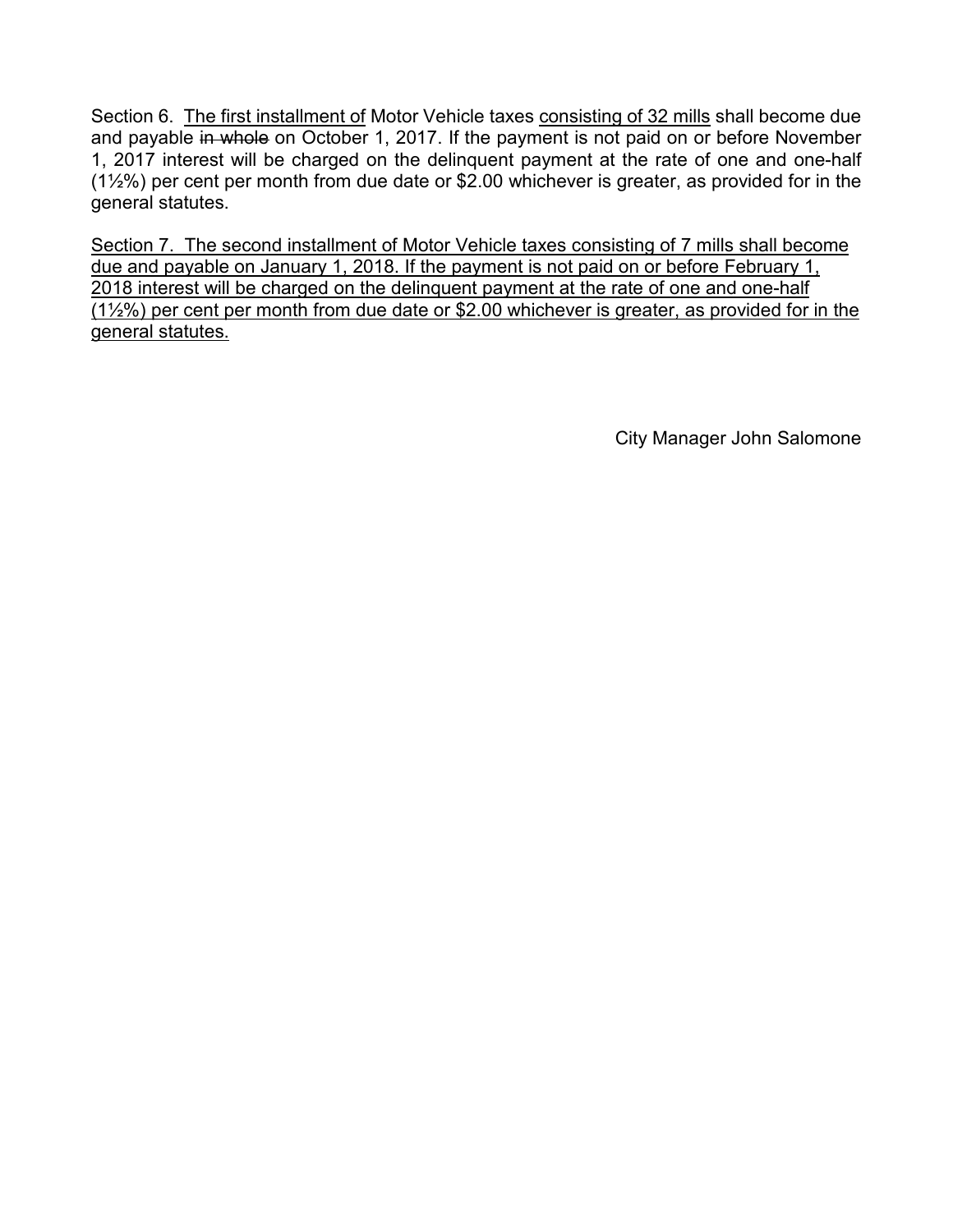Section 6. <u>The first installment of</u> Motor Vehicle taxes <u>consisting of 32 mills</u> shall become due and payable ~~in whole~~ on October 1, 2017. If the payment is not paid on or before November 1, 2017 interest will be charged on the delinquent payment at the rate of one and one-half (1½%) per cent per month from due date or $2.00 whichever is greater, as provided for in the general statutes.

<u>Section 7. The second installment of Motor Vehicle taxes consisting of 7 mills shall become due and payable on January 1, 2018. If the payment is not paid on or before February 1, 2018 interest will be charged on the delinquent payment at the rate of one and one-half (1½%) per cent per month from due date or $2.00 whichever is greater, as provided for in the general statutes.</u>

City Manager John Salomone